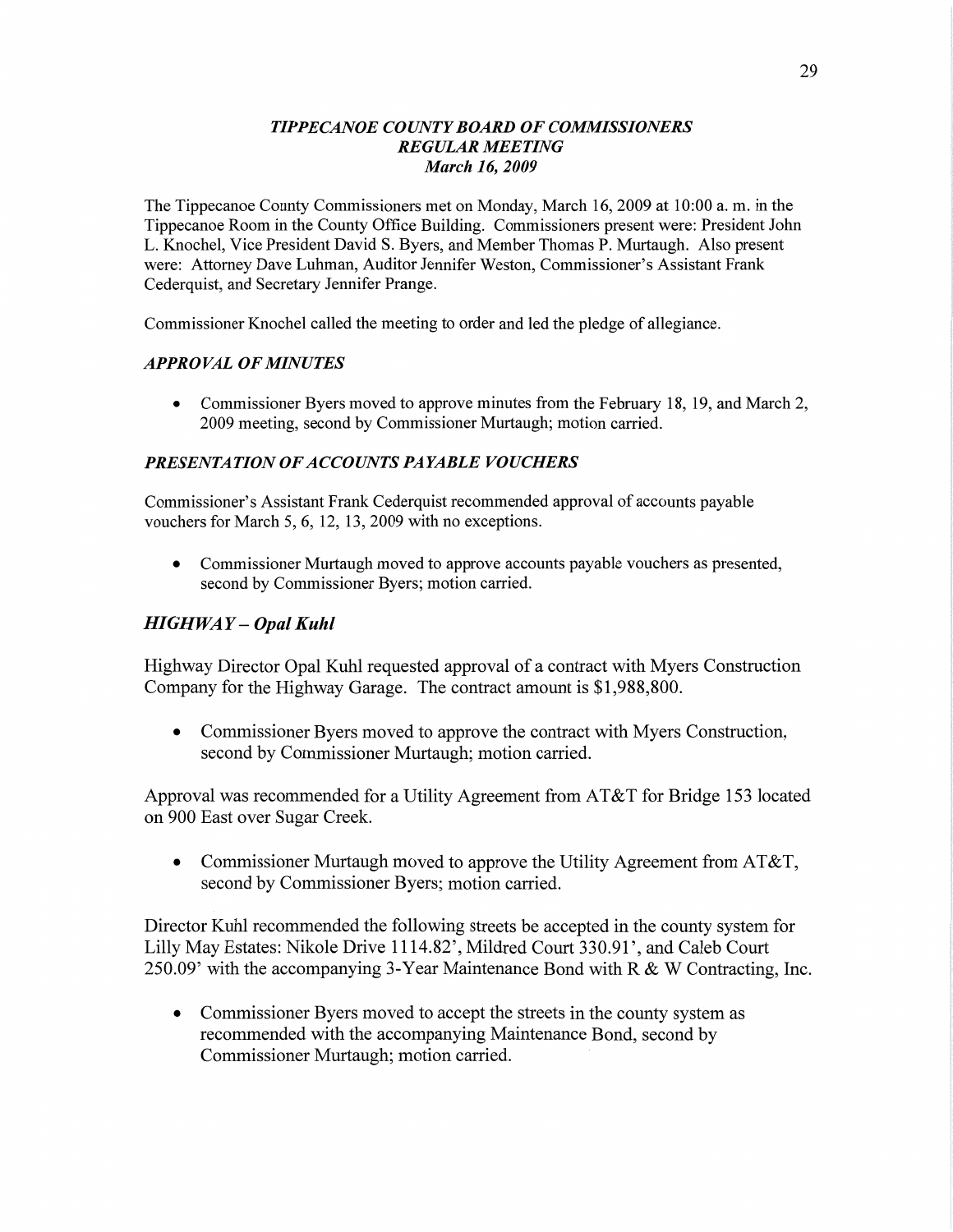# *TIPPECANOE COUNTY BOARD OF COMMISSIONERS*
## *REGULAR MEETING*
### *March 16, 2009*

The Tippecanoe County Commissioners met on Monday, March 16, 2009 at 10:00 a. m. in the Tippecanoe Room in the County Office Building. Commissioners present were: President John L. Knochel, Vice President David S. Byers, and Member Thomas P. Murtaugh. Also present were: Attorney Dave Luhman, Auditor Jennifer Weston, Commissioner's Assistant Frank Cederquist, and Secretary Jennifer Prange.

Commissioner Knochel called the meeting to order and led the pledge of allegiance.

### *APPROVAL OF MINUTES*

- Commissioner Byers moved to approve minutes from the February 18, 19, and March 2, 2009 meeting, second by Commissioner Murtaugh; motion carried.

### *PRESENTATION OF ACCOUNTS PAYABLE VOUCHERS*

Commissioner's Assistant Frank Cederquist recommended approval of accounts payable vouchers for March 5, 6, 12, 13, 2009 with no exceptions.

- Commissioner Murtaugh moved to approve accounts payable vouchers as presented, second by Commissioner Byers; motion carried.

## *HIGHWAY – Opal Kuhl*

Highway Director Opal Kuhl requested approval of a contract with Myers Construction Company for the Highway Garage. The contract amount is $1,988,800.

- Commissioner Byers moved to approve the contract with Myers Construction, second by Commissioner Murtaugh; motion carried.

Approval was recommended for a Utility Agreement from AT&T for Bridge 153 located on 900 East over Sugar Creek.

- Commissioner Murtaugh moved to approve the Utility Agreement from AT&T, second by Commissioner Byers; motion carried.

Director Kuhl recommended the following streets be accepted in the county system for Lilly May Estates: Nikole Drive 1114.82', Mildred Court 330.91', and Caleb Court 250.09' with the accompanying 3-Year Maintenance Bond with R & W Contracting, Inc.

- Commissioner Byers moved to accept the streets in the county system as recommended with the accompanying Maintenance Bond, second by Commissioner Murtaugh; motion carried.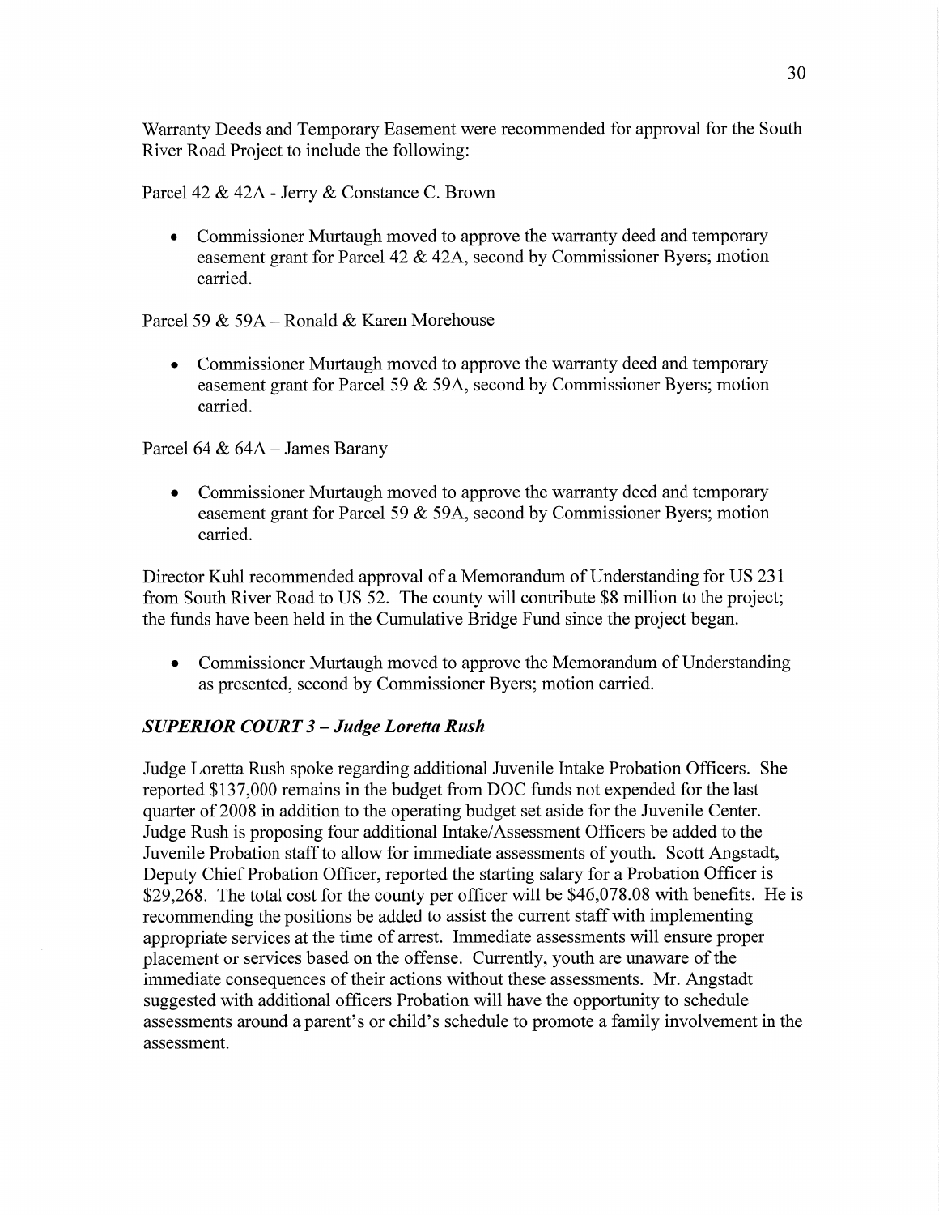Warranty Deeds and Temporary Easement were recommended for approval for the South River Road Project to include the following:

Parcel 42 & 42A - Jerry & Constance C. Brown

- Commissioner Murtaugh moved to approve the warranty deed and temporary easement grant for Parcel 42 & 42A, second by Commissioner Byers; motion carried.

Parcel 59 & 59A – Ronald & Karen Morehouse

- Commissioner Murtaugh moved to approve the warranty deed and temporary easement grant for Parcel 59 & 59A, second by Commissioner Byers; motion carried.

Parcel 64 & 64A – James Barany

- Commissioner Murtaugh moved to approve the warranty deed and temporary easement grant for Parcel 59 & 59A, second by Commissioner Byers; motion carried.

Director Kuhl recommended approval of a Memorandum of Understanding for US 231 from South River Road to US 52. The county will contribute $8 million to the project; the funds have been held in the Cumulative Bridge Fund since the project began.

- Commissioner Murtaugh moved to approve the Memorandum of Understanding as presented, second by Commissioner Byers; motion carried.

### *SUPERIOR COURT 3 – Judge Loretta Rush*

Judge Loretta Rush spoke regarding additional Juvenile Intake Probation Officers. She reported $137,000 remains in the budget from DOC funds not expended for the last quarter of 2008 in addition to the operating budget set aside for the Juvenile Center. Judge Rush is proposing four additional Intake/Assessment Officers be added to the Juvenile Probation staff to allow for immediate assessments of youth. Scott Angstadt, Deputy Chief Probation Officer, reported the starting salary for a Probation Officer is $29,268. The total cost for the county per officer will be $46,078.08 with benefits. He is recommending the positions be added to assist the current staff with implementing appropriate services at the time of arrest. Immediate assessments will ensure proper placement or services based on the offense. Currently, youth are unaware of the immediate consequences of their actions without these assessments. Mr. Angstadt suggested with additional officers Probation will have the opportunity to schedule assessments around a parent's or child's schedule to promote a family involvement in the assessment.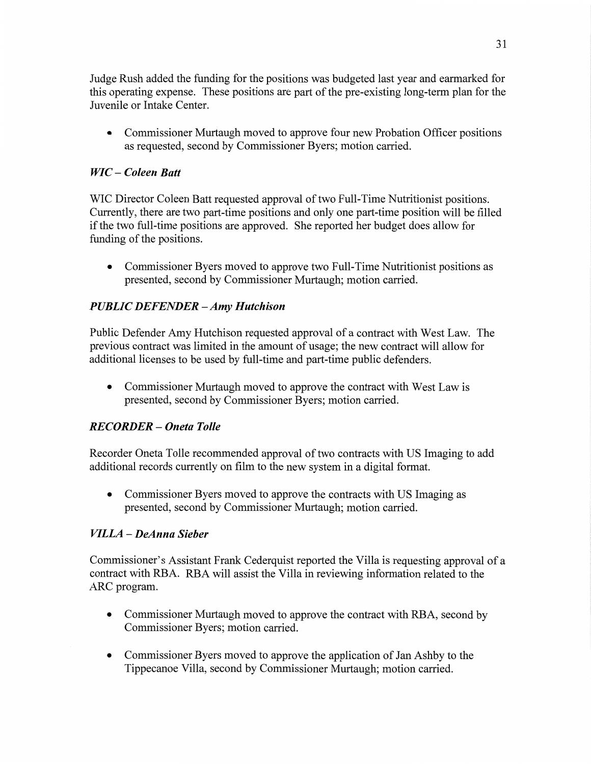Judge Rush added the funding for the positions was budgeted last year and earmarked for this operating expense. These positions are part of the pre-existing long-term plan for the Juvenile or Intake Center.

- Commissioner Murtaugh moved to approve four new Probation Officer positions as requested, second by Commissioner Byers; motion carried.

### *WIC – Coleen Batt*

WIC Director Coleen Batt requested approval of two Full-Time Nutritionist positions. Currently, there are two part-time positions and only one part-time position will be filled if the two full-time positions are approved. She reported her budget does allow for funding of the positions.

- Commissioner Byers moved to approve two Full-Time Nutritionist positions as presented, second by Commissioner Murtaugh; motion carried.

### *PUBLIC DEFENDER – Amy Hutchison*

Public Defender Amy Hutchison requested approval of a contract with West Law. The previous contract was limited in the amount of usage; the new contract will allow for additional licenses to be used by full-time and part-time public defenders.

- Commissioner Murtaugh moved to approve the contract with West Law is presented, second by Commissioner Byers; motion carried.

### *RECORDER – Oneta Tolle*

Recorder Oneta Tolle recommended approval of two contracts with US Imaging to add additional records currently on film to the new system in a digital format.

- Commissioner Byers moved to approve the contracts with US Imaging as presented, second by Commissioner Murtaugh; motion carried.

### *VILLA – DeAnna Sieber*

Commissioner's Assistant Frank Cederquist reported the Villa is requesting approval of a contract with RBA. RBA will assist the Villa in reviewing information related to the ARC program.

- Commissioner Murtaugh moved to approve the contract with RBA, second by Commissioner Byers; motion carried.

- Commissioner Byers moved to approve the application of Jan Ashby to the Tippecanoe Villa, second by Commissioner Murtaugh; motion carried.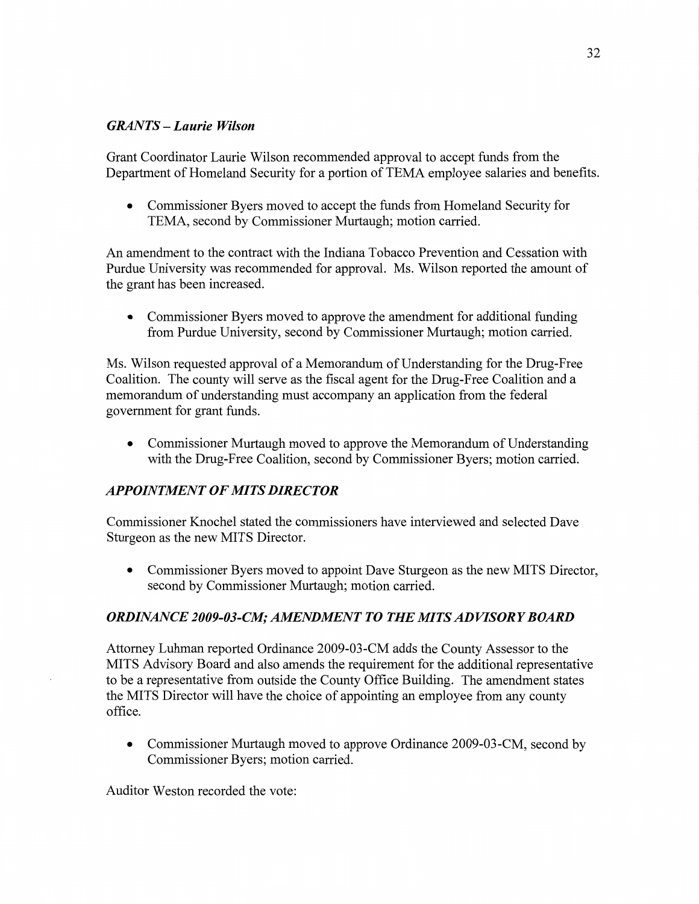### *GRANTS – Laurie Wilson*

Grant Coordinator Laurie Wilson recommended approval to accept funds from the Department of Homeland Security for a portion of TEMA employee salaries and benefits.

- Commissioner Byers moved to accept the funds from Homeland Security for TEMA, second by Commissioner Murtaugh; motion carried.

An amendment to the contract with the Indiana Tobacco Prevention and Cessation with Purdue University was recommended for approval. Ms. Wilson reported the amount of the grant has been increased.

- Commissioner Byers moved to approve the amendment for additional funding from Purdue University, second by Commissioner Murtaugh; motion carried.

Ms. Wilson requested approval of a Memorandum of Understanding for the Drug-Free Coalition. The county will serve as the fiscal agent for the Drug-Free Coalition and a memorandum of understanding must accompany an application from the federal government for grant funds.

- Commissioner Murtaugh moved to approve the Memorandum of Understanding with the Drug-Free Coalition, second by Commissioner Byers; motion carried.

### *APPOINTMENT OF MITS DIRECTOR*

Commissioner Knochel stated the commissioners have interviewed and selected Dave Sturgeon as the new MITS Director.

- Commissioner Byers moved to appoint Dave Sturgeon as the new MITS Director, second by Commissioner Murtaugh; motion carried.

### *ORDINANCE 2009-03-CM; AMENDMENT TO THE MITS ADVISORY BOARD*

Attorney Luhman reported Ordinance 2009-03-CM adds the County Assessor to the MITS Advisory Board and also amends the requirement for the additional representative to be a representative from outside the County Office Building. The amendment states the MITS Director will have the choice of appointing an employee from any county office.

- Commissioner Murtaugh moved to approve Ordinance 2009-03-CM, second by Commissioner Byers; motion carried.

Auditor Weston recorded the vote: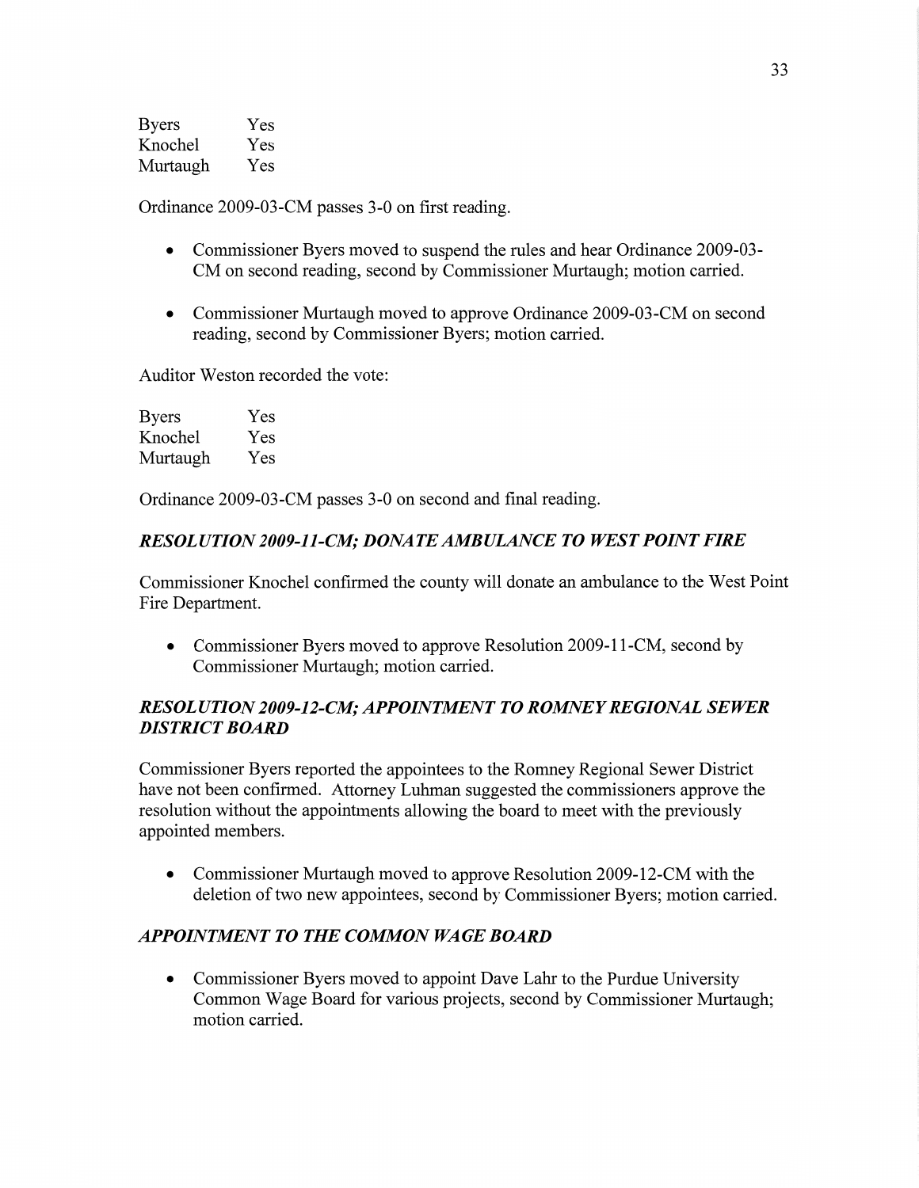| Byers | Yes |
|---|---|
| Knochel | Yes |
| Murtaugh | Yes |

Ordinance 2009-03-CM passes 3-0 on first reading.

- Commissioner Byers moved to suspend the rules and hear Ordinance 2009-03-CM on second reading, second by Commissioner Murtaugh; motion carried.
- Commissioner Murtaugh moved to approve Ordinance 2009-03-CM on second reading, second by Commissioner Byers; motion carried.

Auditor Weston recorded the vote:

| Byers | Yes |
|---|---|
| Knochel | Yes |
| Murtaugh | Yes |

Ordinance 2009-03-CM passes 3-0 on second and final reading.

### *RESOLUTION 2009-11-CM; DONATE AMBULANCE TO WEST POINT FIRE*

Commissioner Knochel confirmed the county will donate an ambulance to the West Point Fire Department.

- Commissioner Byers moved to approve Resolution 2009-11-CM, second by Commissioner Murtaugh; motion carried.

### *RESOLUTION 2009-12-CM; APPOINTMENT TO ROMNEY REGIONAL SEWER DISTRICT BOARD*

Commissioner Byers reported the appointees to the Romney Regional Sewer District have not been confirmed. Attorney Luhman suggested the commissioners approve the resolution without the appointments allowing the board to meet with the previously appointed members.

- Commissioner Murtaugh moved to approve Resolution 2009-12-CM with the deletion of two new appointees, second by Commissioner Byers; motion carried.

### *APPOINTMENT TO THE COMMON WAGE BOARD*

- Commissioner Byers moved to appoint Dave Lahr to the Purdue University Common Wage Board for various projects, second by Commissioner Murtaugh; motion carried.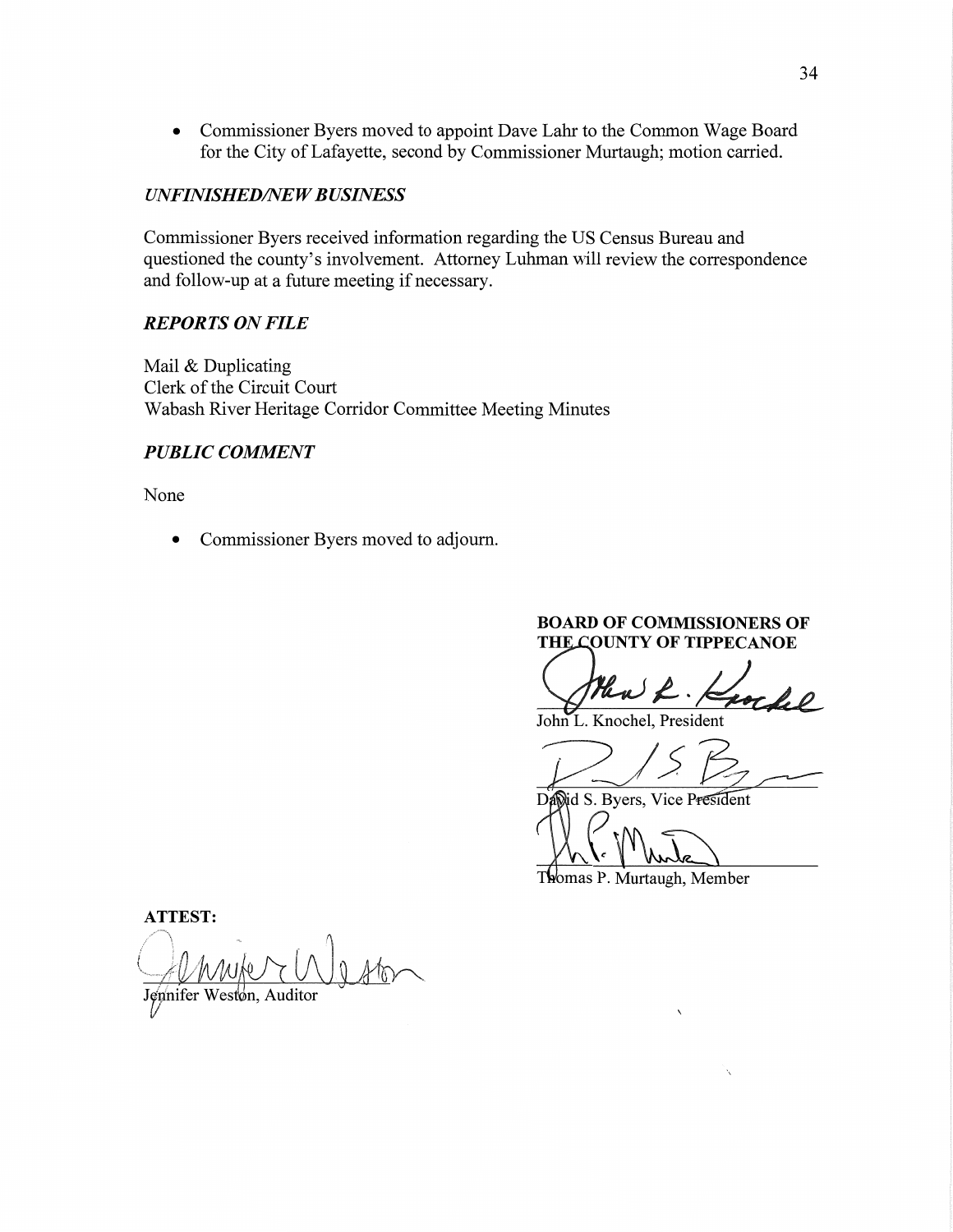- Commissioner Byers moved to appoint Dave Lahr to the Common Wage Board for the City of Lafayette, second by Commissioner Murtaugh; motion carried.

### *UNFINISHED/NEW BUSINESS*

Commissioner Byers received information regarding the US Census Bureau and questioned the county's involvement. Attorney Luhman will review the correspondence and follow-up at a future meeting if necessary.

### *REPORTS ON FILE*

Mail & Duplicating
Clerk of the Circuit Court
Wabash River Heritage Corridor Committee Meeting Minutes

### *PUBLIC COMMENT*

None

- Commissioner Byers moved to adjourn.

**BOARD OF COMMISSIONERS OF THE COUNTY OF TIPPECANOE**

John L. Knochel, President

David S. Byers, Vice President

Thomas P. Murtaugh, Member

**ATTEST:**

Jennifer Weston, Auditor